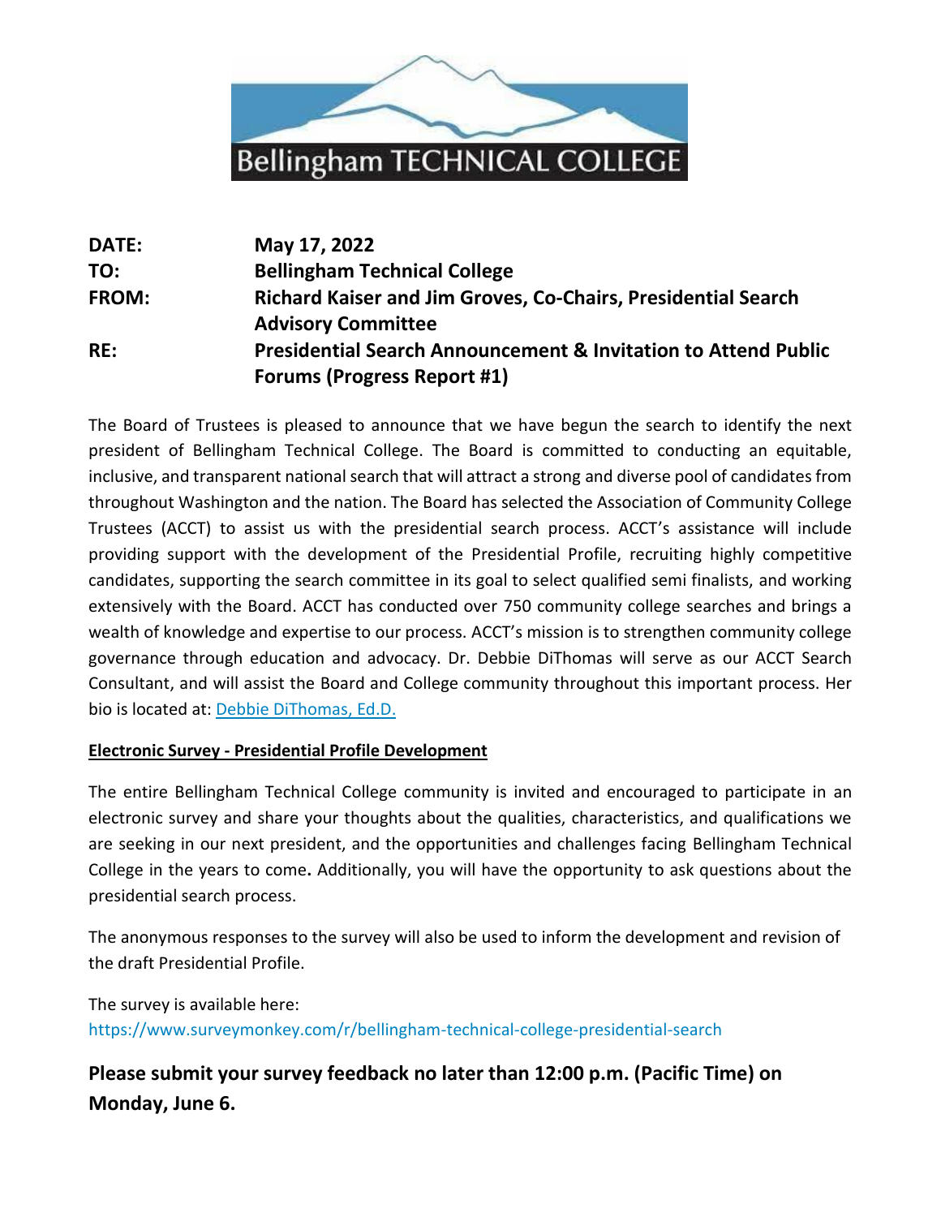Bellingham TECHNICAL COLLEGE

| | |
|---|---|
| **DATE:** | **May 17, 2022** |
| **TO:** | **Bellingham Technical College** |
| **FROM:** | **Richard Kaiser and Jim Groves, Co-Chairs, Presidential Search Advisory Committee** |
| **RE:** | **Presidential Search Announcement & Invitation to Attend Public Forums (Progress Report #1)** |

The Board of Trustees is pleased to announce that we have begun the search to identify the next president of Bellingham Technical College. The Board is committed to conducting an equitable, inclusive, and transparent national search that will attract a strong and diverse pool of candidates from throughout Washington and the nation. The Board has selected the Association of Community College Trustees (ACCT) to assist us with the presidential search process. ACCT's assistance will include providing support with the development of the Presidential Profile, recruiting highly competitive candidates, supporting the search committee in its goal to select qualified semi finalists, and working extensively with the Board. ACCT has conducted over 750 community college searches and brings a wealth of knowledge and expertise to our process. ACCT's mission is to strengthen community college governance through education and advocacy. Dr. Debbie DiThomas will serve as our ACCT Search Consultant, and will assist the Board and College community throughout this important process. Her bio is located at: Debbie DiThomas, Ed.D.

**Electronic Survey - Presidential Profile Development**

The entire Bellingham Technical College community is invited and encouraged to participate in an electronic survey and share your thoughts about the qualities, characteristics, and qualifications we are seeking in our next president, and the opportunities and challenges facing Bellingham Technical College in the years to come**.** Additionally, you will have the opportunity to ask questions about the presidential search process.

The anonymous responses to the survey will also be used to inform the development and revision of the draft Presidential Profile.

The survey is available here:
https://www.surveymonkey.com/r/bellingham-technical-college-presidential-search

**Please submit your survey feedback no later than 12:00 p.m. (Pacific Time) on Monday, June 6.**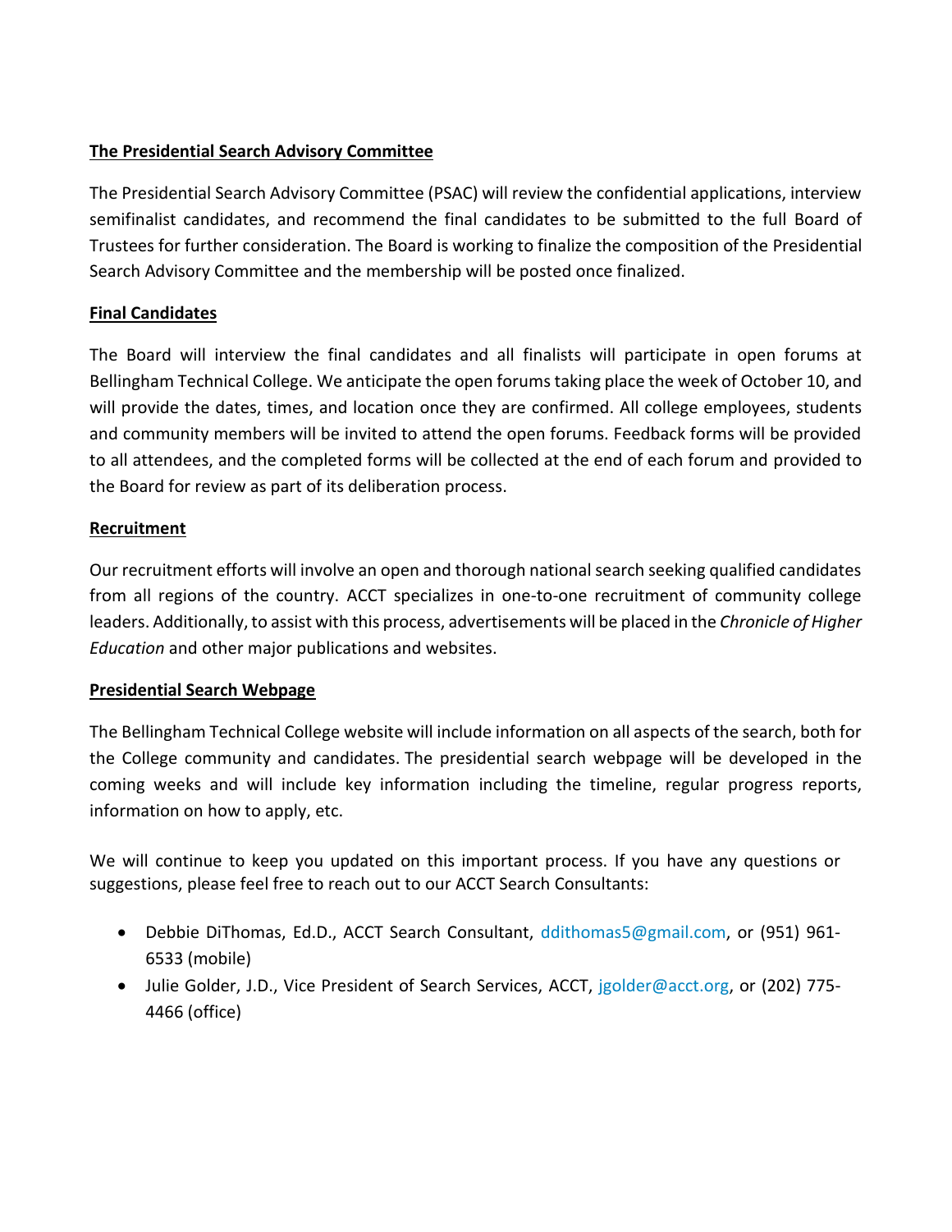**The Presidential Search Advisory Committee**

The Presidential Search Advisory Committee (PSAC) will review the confidential applications, interview semifinalist candidates, and recommend the final candidates to be submitted to the full Board of Trustees for further consideration. The Board is working to finalize the composition of the Presidential Search Advisory Committee and the membership will be posted once finalized.

**Final Candidates**

The Board will interview the final candidates and all finalists will participate in open forums at Bellingham Technical College. We anticipate the open forums taking place the week of October 10, and will provide the dates, times, and location once they are confirmed. All college employees, students and community members will be invited to attend the open forums. Feedback forms will be provided to all attendees, and the completed forms will be collected at the end of each forum and provided to the Board for review as part of its deliberation process.

**Recruitment**

Our recruitment efforts will involve an open and thorough national search seeking qualified candidates from all regions of the country. ACCT specializes in one-to-one recruitment of community college leaders. Additionally, to assist with this process, advertisements will be placed in the *Chronicle of Higher Education* and other major publications and websites.

**Presidential Search Webpage**

The Bellingham Technical College website will include information on all aspects of the search, both for the College community and candidates. The presidential search webpage will be developed in the coming weeks and will include key information including the timeline, regular progress reports, information on how to apply, etc.

We will continue to keep you updated on this important process. If you have any questions or suggestions, please feel free to reach out to our ACCT Search Consultants:

- Debbie DiThomas, Ed.D., ACCT Search Consultant, ddithomas5@gmail.com, or (951) 961-6533 (mobile)
- Julie Golder, J.D., Vice President of Search Services, ACCT, jgolder@acct.org, or (202) 775-4466 (office)